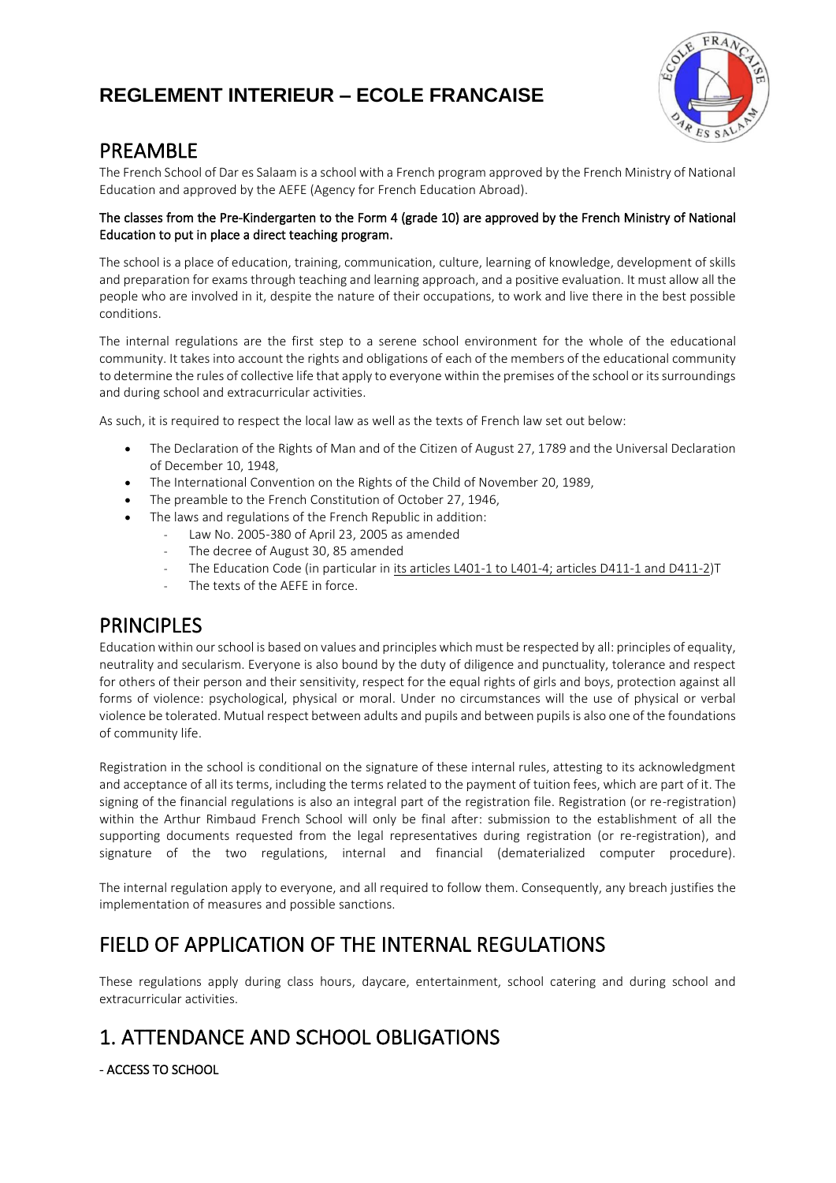# REGLEMENT INTERIEUR – ECOLE FRANCAISE

## PREAMBLE

The French School of Dar es Salaam is a school with a French program approved by the French Ministry of National Education and approved by the AEFE (Agency for French Education Abroad).

**The classes from the Pre-Kindergarten to the Form 4 (grade 10) are approved by the French Ministry of National Education to put in place a direct teaching program.**

The school is a place of education, training, communication, culture, learning of knowledge, development of skills and preparation for exams through teaching and learning approach, and a positive evaluation. It must allow all the people who are involved in it, despite the nature of their occupations, to work and live there in the best possible conditions.

The internal regulations are the first step to a serene school environment for the whole of the educational community. It takes into account the rights and obligations of each of the members of the educational community to determine the rules of collective life that apply to everyone within the premises of the school or its surroundings and during school and extracurricular activities.

As such, it is required to respect the local law as well as the texts of French law set out below:

- The Declaration of the Rights of Man and of the Citizen of August 27, 1789 and the Universal Declaration of December 10, 1948,
- The International Convention on the Rights of the Child of November 20, 1989,
- The preamble to the French Constitution of October 27, 1946,
- The laws and regulations of the French Republic in addition:
  - Law No. 2005-380 of April 23, 2005 as amended
  - The decree of August 30, 85 amended
  - The Education Code (in particular in its articles L401-1 to L401-4; articles D411-1 and D411-2)T
  - The texts of the AEFE in force.

## PRINCIPLES

Education within our school is based on values and principles which must be respected by all: principles of equality, neutrality and secularism. Everyone is also bound by the duty of diligence and punctuality, tolerance and respect for others of their person and their sensitivity, respect for the equal rights of girls and boys, protection against all forms of violence: psychological, physical or moral. Under no circumstances will the use of physical or verbal violence be tolerated. Mutual respect between adults and pupils and between pupils is also one of the foundations of community life.

Registration in the school is conditional on the signature of these internal rules, attesting to its acknowledgment and acceptance of all its terms, including the terms related to the payment of tuition fees, which are part of it. The signing of the financial regulations is also an integral part of the registration file. Registration (or re-registration) within the Arthur Rimbaud French School will only be final after: submission to the establishment of all the supporting documents requested from the legal representatives during registration (or re-registration), and signature of the two regulations, internal and financial (dematerialized computer procedure).

The internal regulation apply to everyone, and all required to follow them. Consequently, any breach justifies the implementation of measures and possible sanctions.

## FIELD OF APPLICATION OF THE INTERNAL REGULATIONS

These regulations apply during class hours, daycare, entertainment, school catering and during school and extracurricular activities.

## 1. ATTENDANCE AND SCHOOL OBLIGATIONS

**- ACCESS TO SCHOOL**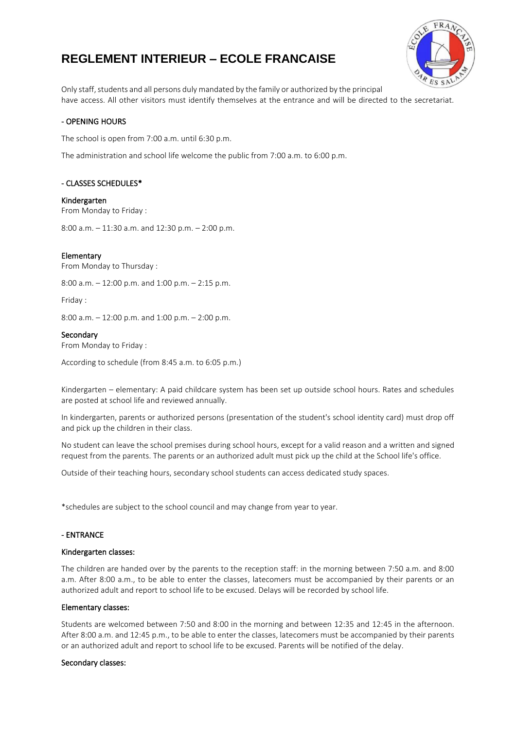# REGLEMENT INTERIEUR – ECOLE FRANCAISE

Only staff, students and all persons duly mandated by the family or authorized by the principal have access. All other visitors must identify themselves at the entrance and will be directed to the secretariat.

## - OPENING HOURS

The school is open from 7:00 a.m. until 6:30 p.m.

The administration and school life welcome the public from 7:00 a.m. to 6:00 p.m.

## - CLASSES SCHEDULES*

### Kindergarten

From Monday to Friday :

8:00 a.m. – 11:30 a.m. and 12:30 p.m. – 2:00 p.m.

### Elementary

From Monday to Thursday :

8:00 a.m. – 12:00 p.m. and 1:00 p.m. – 2:15 p.m.

Friday :

8:00 a.m. – 12:00 p.m. and 1:00 p.m. – 2:00 p.m.

### Secondary

From Monday to Friday :

According to schedule (from 8:45 a.m. to 6:05 p.m.)

Kindergarten – elementary: A paid childcare system has been set up outside school hours. Rates and schedules are posted at school life and reviewed annually.

In kindergarten, parents or authorized persons (presentation of the student's school identity card) must drop off and pick up the children in their class.

No student can leave the school premises during school hours, except for a valid reason and a written and signed request from the parents. The parents or an authorized adult must pick up the child at the School life's office.

Outside of their teaching hours, secondary school students can access dedicated study spaces.

*schedules are subject to the school council and may change from year to year.

## - ENTRANCE

### Kindergarten classes:

The children are handed over by the parents to the reception staff: in the morning between 7:50 a.m. and 8:00 a.m. After 8:00 a.m., to be able to enter the classes, latecomers must be accompanied by their parents or an authorized adult and report to school life to be excused. Delays will be recorded by school life.

### Elementary classes:

Students are welcomed between 7:50 and 8:00 in the morning and between 12:35 and 12:45 in the afternoon. After 8:00 a.m. and 12:45 p.m., to be able to enter the classes, latecomers must be accompanied by their parents or an authorized adult and report to school life to be excused. Parents will be notified of the delay.

### Secondary classes: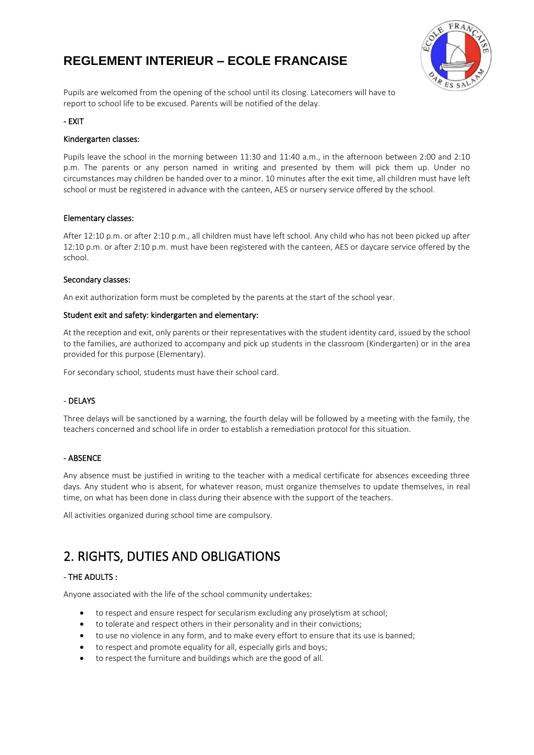# REGLEMENT INTERIEUR – ECOLE FRANCAISE

Pupils are welcomed from the opening of the school until its closing. Latecomers will have to report to school life to be excused. Parents will be notified of the delay.

### - EXIT

#### Kindergarten classes:

Pupils leave the school in the morning between 11:30 and 11:40 a.m., in the afternoon between 2:00 and 2:10 p.m. The parents or any person named in writing and presented by them will pick them up. Under no circumstances may children be handed over to a minor. 10 minutes after the exit time, all children must have left school or must be registered in advance with the canteen, AES or nursery service offered by the school.

#### Elementary classes:

After 12:10 p.m. or after 2:10 p.m., all children must have left school. Any child who has not been picked up after 12:10 p.m. or after 2:10 p.m. must have been registered with the canteen, AES or daycare service offered by the school.

#### Secondary classes:

An exit authorization form must be completed by the parents at the start of the school year.

#### Student exit and safety: kindergarten and elementary:

At the reception and exit, only parents or their representatives with the student identity card, issued by the school to the families, are authorized to accompany and pick up students in the classroom (Kindergarten) or in the area provided for this purpose (Elementary).

For secondary school, students must have their school card.

### - DELAYS

Three delays will be sanctioned by a warning, the fourth delay will be followed by a meeting with the family, the teachers concerned and school life in order to establish a remediation protocol for this situation.

### - ABSENCE

Any absence must be justified in writing to the teacher with a medical certificate for absences exceeding three days. Any student who is absent, for whatever reason, must organize themselves to update themselves, in real time, on what has been done in class during their absence with the support of the teachers.

All activities organized during school time are compulsory.

## 2. RIGHTS, DUTIES AND OBLIGATIONS

### - THE ADULTS :

Anyone associated with the life of the school community undertakes:

- to respect and ensure respect for secularism excluding any proselytism at school;
- to tolerate and respect others in their personality and in their convictions;
- to use no violence in any form, and to make every effort to ensure that its use is banned;
- to respect and promote equality for all, especially girls and boys;
- to respect the furniture and buildings which are the good of all.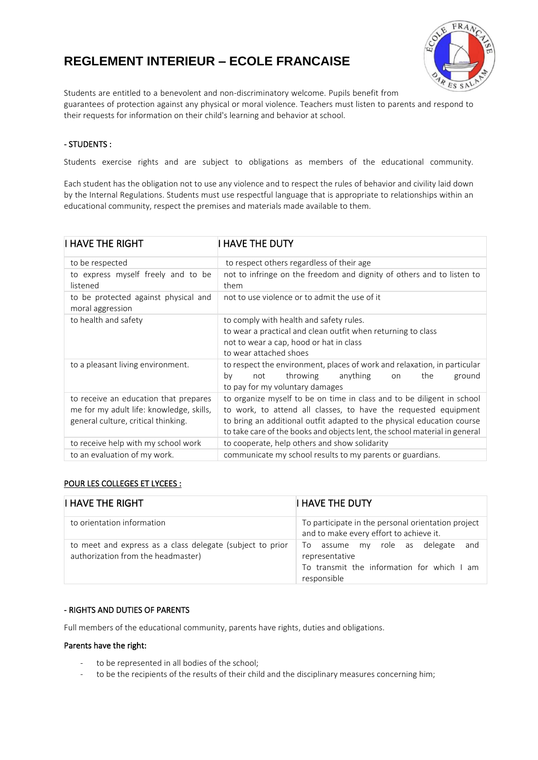# REGLEMENT INTERIEUR – ECOLE FRANCAISE

Students are entitled to a benevolent and non-discriminatory welcome. Pupils benefit from guarantees of protection against any physical or moral violence. Teachers must listen to parents and respond to their requests for information on their child's learning and behavior at school.

## - STUDENTS :

Students exercise rights and are subject to obligations as members of the educational community.

Each student has the obligation not to use any violence and to respect the rules of behavior and civility laid down by the Internal Regulations. Students must use respectful language that is appropriate to relationships within an educational community, respect the premises and materials made available to them.

| I HAVE THE RIGHT | I HAVE THE DUTY |
|---|---|
| to be respected | to respect others regardless of their age |
| to express myself freely and to be listened | not to infringe on the freedom and dignity of others and to listen to them |
| to be protected against physical and moral aggression | not to use violence or to admit the use of it |
| to health and safety | to comply with health and safety rules.<br>to wear a practical and clean outfit when returning to class<br>not to wear a cap, hood or hat in class<br>to wear attached shoes |
| to a pleasant living environment. | to respect the environment, places of work and relaxation, in particular by not throwing anything on the ground<br>to pay for my voluntary damages |
| to receive an education that prepares me for my adult life: knowledge, skills, general culture, critical thinking. | to organize myself to be on time in class and to be diligent in school to work, to attend all classes, to have the requested equipment<br>to bring an additional outfit adapted to the physical education course<br>to take care of the books and objects lent, the school material in general |
| to receive help with my school work | to cooperate, help others and show solidarity |
| to an evaluation of my work. | communicate my school results to my parents or guardians. |

**POUR LES COLLEGES ET LYCEES :**

| I HAVE THE RIGHT | I HAVE THE DUTY |
|---|---|
| to orientation information | To participate in the personal orientation project and to make every effort to achieve it. |
| to meet and express as a class delegate (subject to prior authorization from the headmaster) | To assume my role as delegate and representative<br>To transmit the information for which I am responsible |

## - RIGHTS AND DUTIES OF PARENTS

Full members of the educational community, parents have rights, duties and obligations.

**Parents have the right:**

- to be represented in all bodies of the school;
- to be the recipients of the results of their child and the disciplinary measures concerning him;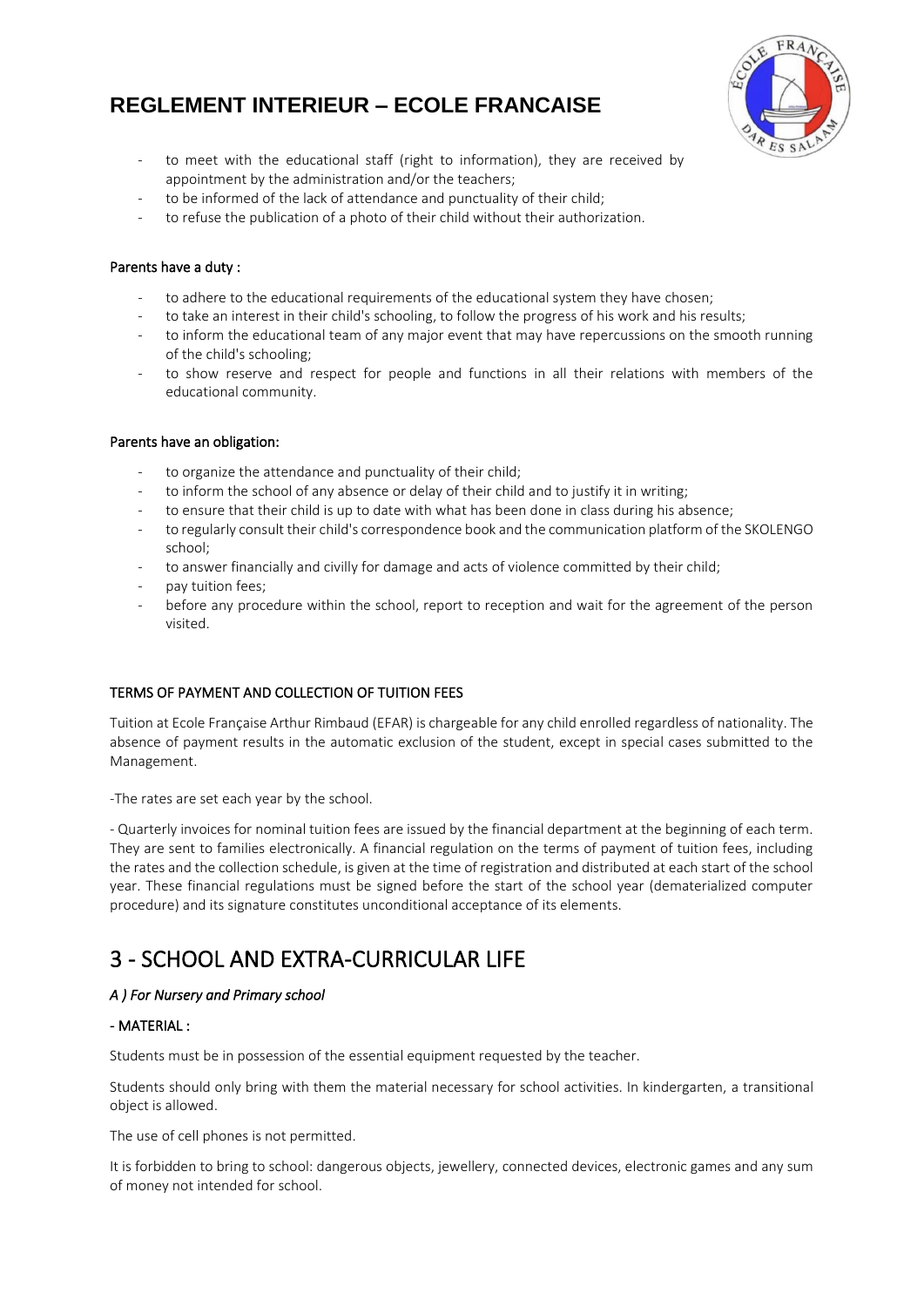- to meet with the educational staff (right to information), they are received by appointment by the administration and/or the teachers;
- to be informed of the lack of attendance and punctuality of their child;
- to refuse the publication of a photo of their child without their authorization.

Parents have a duty :

- to adhere to the educational requirements of the educational system they have chosen;
- to take an interest in their child's schooling, to follow the progress of his work and his results;
- to inform the educational team of any major event that may have repercussions on the smooth running of the child's schooling;
- to show reserve and respect for people and functions in all their relations with members of the educational community.

Parents have an obligation:

- to organize the attendance and punctuality of their child;
- to inform the school of any absence or delay of their child and to justify it in writing;
- to ensure that their child is up to date with what has been done in class during his absence;
- to regularly consult their child's correspondence book and the communication platform of the SKOLENGO school;
- to answer financially and civilly for damage and acts of violence committed by their child;
- pay tuition fees;
- before any procedure within the school, report to reception and wait for the agreement of the person visited.

TERMS OF PAYMENT AND COLLECTION OF TUITION FEES

Tuition at Ecole Française Arthur Rimbaud (EFAR) is chargeable for any child enrolled regardless of nationality. The absence of payment results in the automatic exclusion of the student, except in special cases submitted to the Management.

-The rates are set each year by the school.

- Quarterly invoices for nominal tuition fees are issued by the financial department at the beginning of each term. They are sent to families electronically. A financial regulation on the terms of payment of tuition fees, including the rates and the collection schedule, is given at the time of registration and distributed at each start of the school year. These financial regulations must be signed before the start of the school year (dematerialized computer procedure) and its signature constitutes unconditional acceptance of its elements.

# 3 - SCHOOL AND EXTRA-CURRICULAR LIFE

*A ) For Nursery and Primary school*

- MATERIAL :

Students must be in possession of the essential equipment requested by the teacher.

Students should only bring with them the material necessary for school activities. In kindergarten, a transitional object is allowed.

The use of cell phones is not permitted.

It is forbidden to bring to school: dangerous objects, jewellery, connected devices, electronic games and any sum of money not intended for school.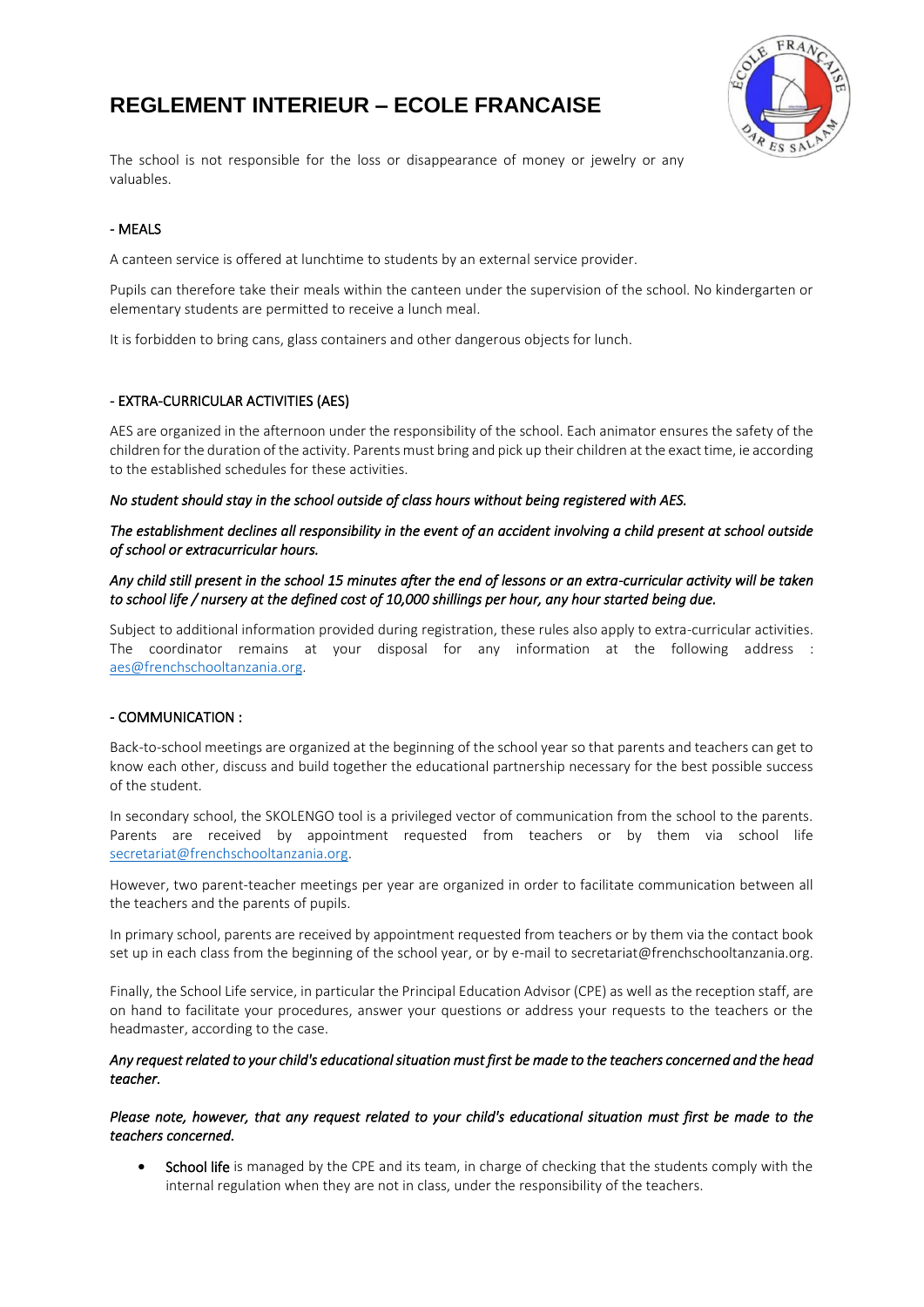# REGLEMENT INTERIEUR – ECOLE FRANCAISE

The school is not responsible for the loss or disappearance of money or jewelry or any valuables.

- MEALS

A canteen service is offered at lunchtime to students by an external service provider.

Pupils can therefore take their meals within the canteen under the supervision of the school. No kindergarten or elementary students are permitted to receive a lunch meal.

It is forbidden to bring cans, glass containers and other dangerous objects for lunch.

- EXTRA-CURRICULAR ACTIVITIES (AES)

AES are organized in the afternoon under the responsibility of the school. Each animator ensures the safety of the children for the duration of the activity. Parents must bring and pick up their children at the exact time, ie according to the established schedules for these activities.

*No student should stay in the school outside of class hours without being registered with AES.*

*The establishment declines all responsibility in the event of an accident involving a child present at school outside of school or extracurricular hours.*

*Any child still present in the school 15 minutes after the end of lessons or an extra-curricular activity will be taken to school life / nursery at the defined cost of 10,000 shillings per hour, any hour started being due.*

Subject to additional information provided during registration, these rules also apply to extra-curricular activities. The coordinator remains at your disposal for any information at the following address : aes@frenchschooltanzania.org.

- COMMUNICATION :

Back-to-school meetings are organized at the beginning of the school year so that parents and teachers can get to know each other, discuss and build together the educational partnership necessary for the best possible success of the student.

In secondary school, the SKOLENGO tool is a privileged vector of communication from the school to the parents. Parents are received by appointment requested from teachers or by them via school life secretariat@frenchschooltanzania.org.

However, two parent-teacher meetings per year are organized in order to facilitate communication between all the teachers and the parents of pupils.

In primary school, parents are received by appointment requested from teachers or by them via the contact book set up in each class from the beginning of the school year, or by e-mail to secretariat@frenchschooltanzania.org.

Finally, the School Life service, in particular the Principal Education Advisor (CPE) as well as the reception staff, are on hand to facilitate your procedures, answer your questions or address your requests to the teachers or the headmaster, according to the case.

***Any request related to your child's educational situation must first be made to the teachers concerned and the head teacher.***

***Please note, however, that any request related to your child's educational situation must first be made to the teachers concerned.***

- School life is managed by the CPE and its team, in charge of checking that the students comply with the internal regulation when they are not in class, under the responsibility of the teachers.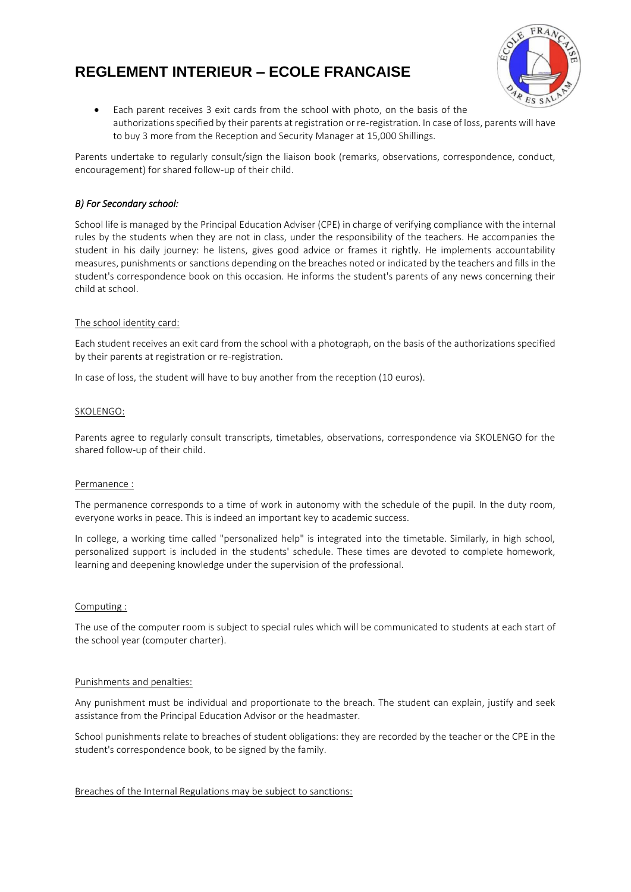- Each parent receives 3 exit cards from the school with photo, on the basis of the authorizations specified by their parents at registration or re-registration. In case of loss, parents will have to buy 3 more from the Reception and Security Manager at 15,000 Shillings.

Parents undertake to regularly consult/sign the liaison book (remarks, observations, correspondence, conduct, encouragement) for shared follow-up of their child.

### *B) For Secondary school:*

School life is managed by the Principal Education Adviser (CPE) in charge of verifying compliance with the internal rules by the students when they are not in class, under the responsibility of the teachers. He accompanies the student in his daily journey: he listens, gives good advice or frames it rightly. He implements accountability measures, punishments or sanctions depending on the breaches noted or indicated by the teachers and fills in the student's correspondence book on this occasion. He informs the student's parents of any news concerning their child at school.

#### The school identity card:

Each student receives an exit card from the school with a photograph, on the basis of the authorizations specified by their parents at registration or re-registration.

In case of loss, the student will have to buy another from the reception (10 euros).

#### SKOLENGO:

Parents agree to regularly consult transcripts, timetables, observations, correspondence via SKOLENGO for the shared follow-up of their child.

#### Permanence :

The permanence corresponds to a time of work in autonomy with the schedule of the pupil. In the duty room, everyone works in peace. This is indeed an important key to academic success.

In college, a working time called "personalized help" is integrated into the timetable. Similarly, in high school, personalized support is included in the students' schedule. These times are devoted to complete homework, learning and deepening knowledge under the supervision of the professional.

#### Computing :

The use of the computer room is subject to special rules which will be communicated to students at each start of the school year (computer charter).

#### Punishments and penalties:

Any punishment must be individual and proportionate to the breach. The student can explain, justify and seek assistance from the Principal Education Advisor or the headmaster.

School punishments relate to breaches of student obligations: they are recorded by the teacher or the CPE in the student's correspondence book, to be signed by the family.

#### Breaches of the Internal Regulations may be subject to sanctions: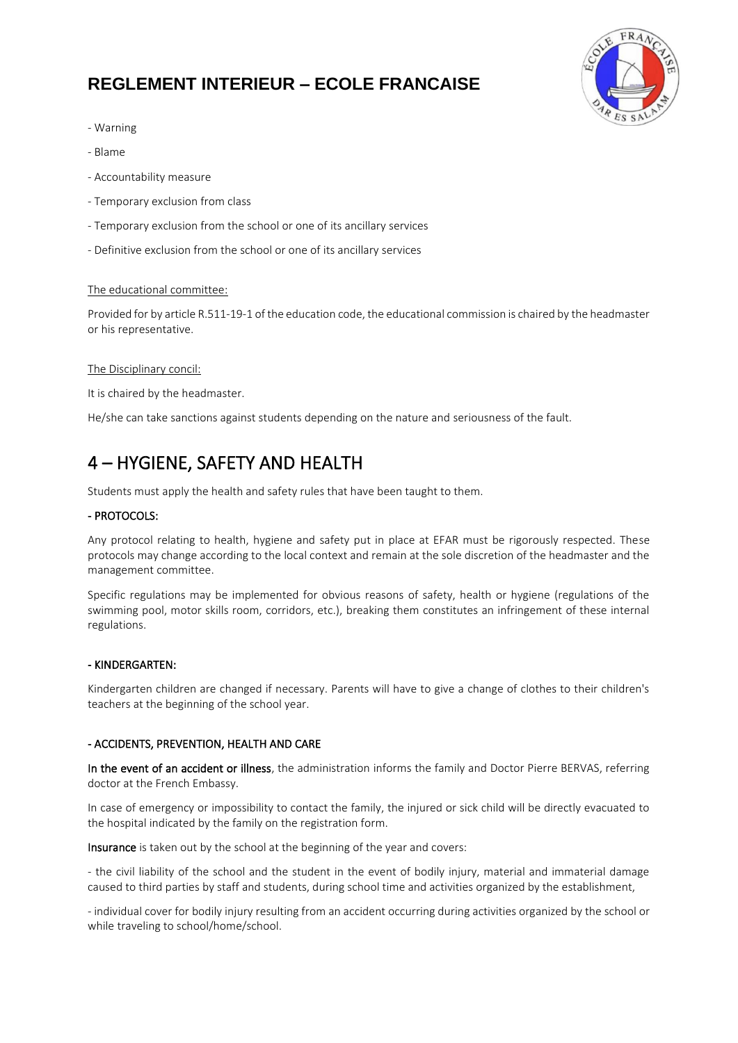- Warning

- Blame

- Accountability measure

- Temporary exclusion from class

- Temporary exclusion from the school or one of its ancillary services

- Definitive exclusion from the school or one of its ancillary services

The educational committee:

Provided for by article R.511-19-1 of the education code, the educational commission is chaired by the headmaster or his representative.

The Disciplinary concil:

It is chaired by the headmaster.

He/she can take sanctions against students depending on the nature and seriousness of the fault.

# 4 – HYGIENE, SAFETY AND HEALTH

Students must apply the health and safety rules that have been taught to them.

**- PROTOCOLS:**

Any protocol relating to health, hygiene and safety put in place at EFAR must be rigorously respected. These protocols may change according to the local context and remain at the sole discretion of the headmaster and the management committee.

Specific regulations may be implemented for obvious reasons of safety, health or hygiene (regulations of the swimming pool, motor skills room, corridors, etc.), breaking them constitutes an infringement of these internal regulations.

**- KINDERGARTEN:**

Kindergarten children are changed if necessary. Parents will have to give a change of clothes to their children's teachers at the beginning of the school year.

**- ACCIDENTS, PREVENTION, HEALTH AND CARE**

**In the event of an accident or illness**, the administration informs the family and Doctor Pierre BERVAS, referring doctor at the French Embassy.

In case of emergency or impossibility to contact the family, the injured or sick child will be directly evacuated to the hospital indicated by the family on the registration form.

**Insurance** is taken out by the school at the beginning of the year and covers:

- the civil liability of the school and the student in the event of bodily injury, material and immaterial damage caused to third parties by staff and students, during school time and activities organized by the establishment,

- individual cover for bodily injury resulting from an accident occurring during activities organized by the school or while traveling to school/home/school.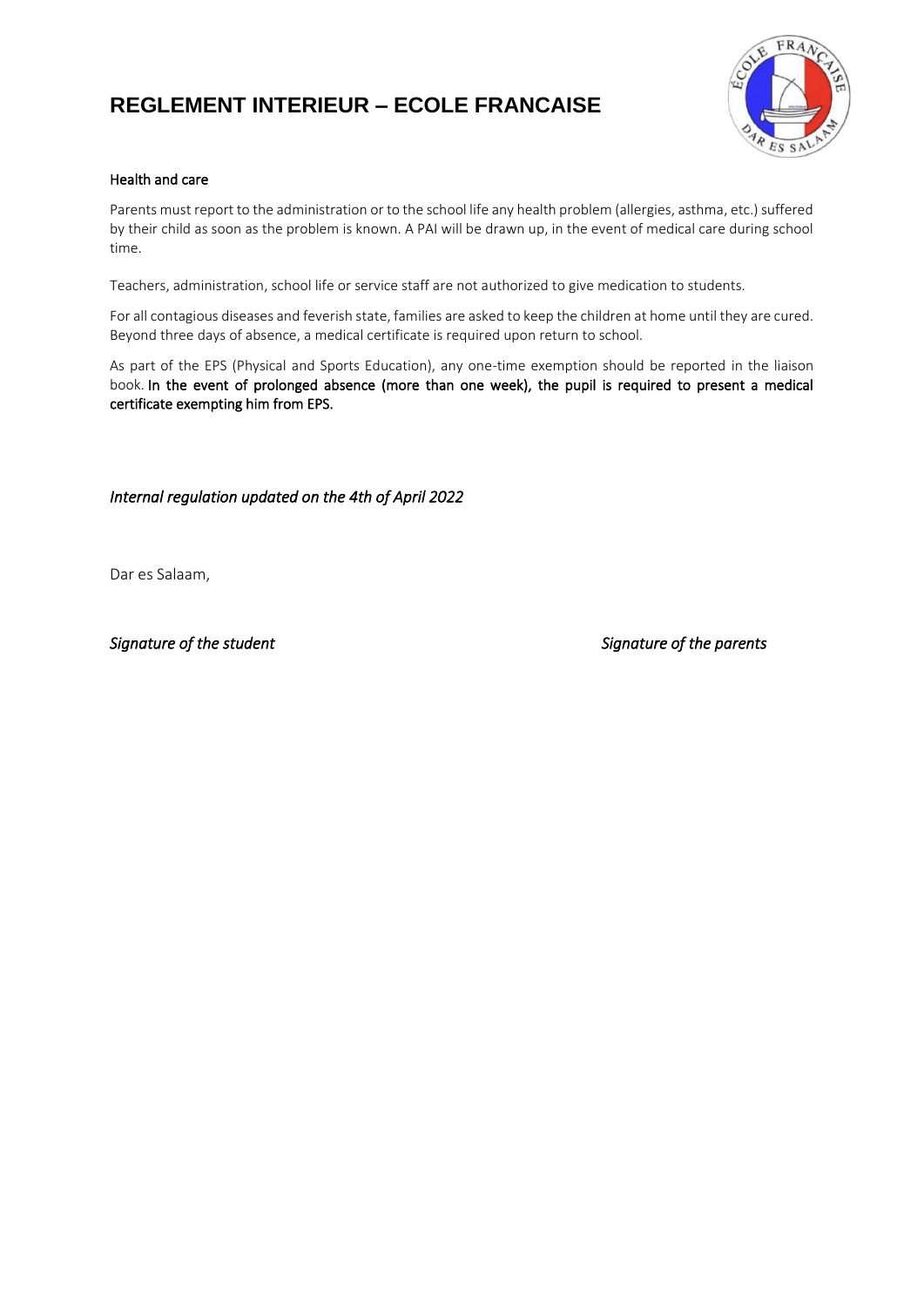# REGLEMENT INTERIEUR – ECOLE FRANCAISE

### Health and care

Parents must report to the administration or to the school life any health problem (allergies, asthma, etc.) suffered by their child as soon as the problem is known. A PAI will be drawn up, in the event of medical care during school time.

Teachers, administration, school life or service staff are not authorized to give medication to students.

For all contagious diseases and feverish state, families are asked to keep the children at home until they are cured. Beyond three days of absence, a medical certificate is required upon return to school.

As part of the EPS (Physical and Sports Education), any one-time exemption should be reported in the liaison book. **In the event of prolonged absence (more than one week), the pupil is required to present a medical certificate exempting him from EPS.**

*Internal regulation updated on the 4th of April 2022*

Dar es Salaam,

*Signature of the student* *Signature of the parents*